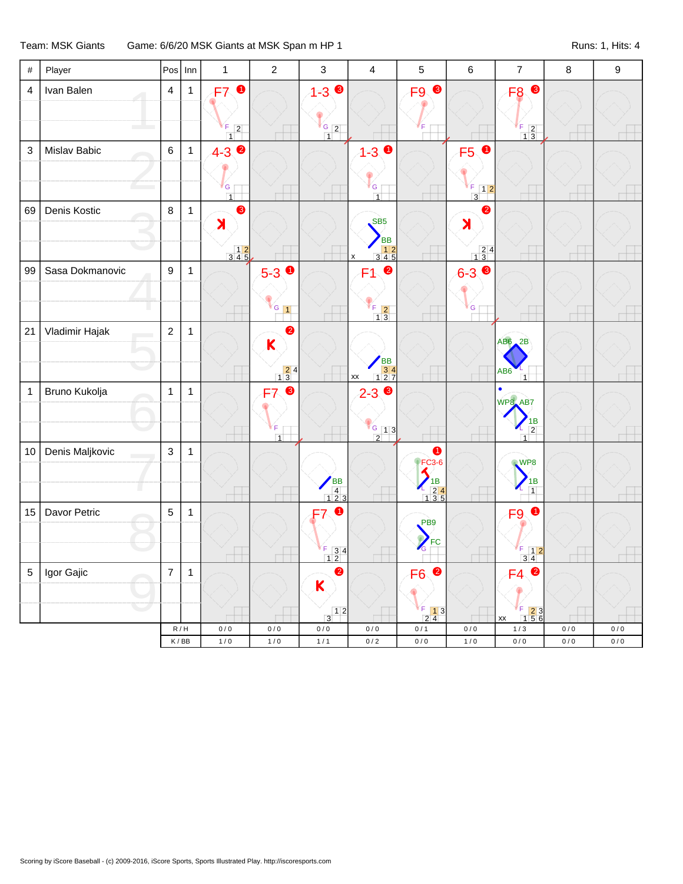Team: MSK Giants    Game: 6/6/20 MSK Giants at MSK Span m HP 1    Runs: 1, Hits: 4

| # | Player | Pos | Inn | 1 | 2 | 3 | 4 | 5 | 6 | 7 | 8 | 9 |
|---|---|---|---|---|---|---|---|---|---|---|---|---|
| 4 | Ivan Balen | 4 | 1 | F7 ❶ | | 1-3 ❸ | | F9 ❸ | | F8 ❸ | | |
| 3 | Mislav Babic | 6 | 1 | 4-3 ❷ | | | 1-3 ❶ | | F5 ❶ | | | |
| 69 | Denis Kostic | 8 | 1 | K ❸ | | | SB5 BB | | K ❷ | | | |
| 99 | Sasa Dokmanovic | 9 | 1 | | 5-3 ❶ | | F1 ❷ | | 6-3 ❸ | | | |
| 21 | Vladimir Hajak | 2 | 1 | | K ❷ | | BB | | | AB6 2B AB6 | | |
| 1 | Bruno Kukolja | 1 | 1 | | F7 ❸ | | 2-3 ❸ | | | WP8 AB7 1B | | |
| 10 | Denis Maljkovic | 3 | 1 | | | BB | | ❶ FC3-6 1B | | WP8 1B | | |
| 15 | Davor Petric | 5 | 1 | | | F7 ❶ | | PB9 FC | | F9 ❶ | | |
| 5 | Igor Gajic | 7 | 1 | | | K ❷ | | F6 ❷ | | F4 ❷ | | |
| | | R / H | | 0 / 0 | 0 / 0 | 0 / 0 | 0 / 0 | 0 / 1 | 0 / 0 | 1 / 3 | 0 / 0 | 0 / 0 |
| | | K / BB | | 1 / 0 | 1 / 0 | 1 / 1 | 0 / 2 | 0 / 0 | 1 / 0 | 0 / 0 | 0 / 0 | 0 / 0 |

Scoring by iScore Baseball - (c) 2009-2016, iScore Sports, Sports Illustrated Play. http://iscoresports.com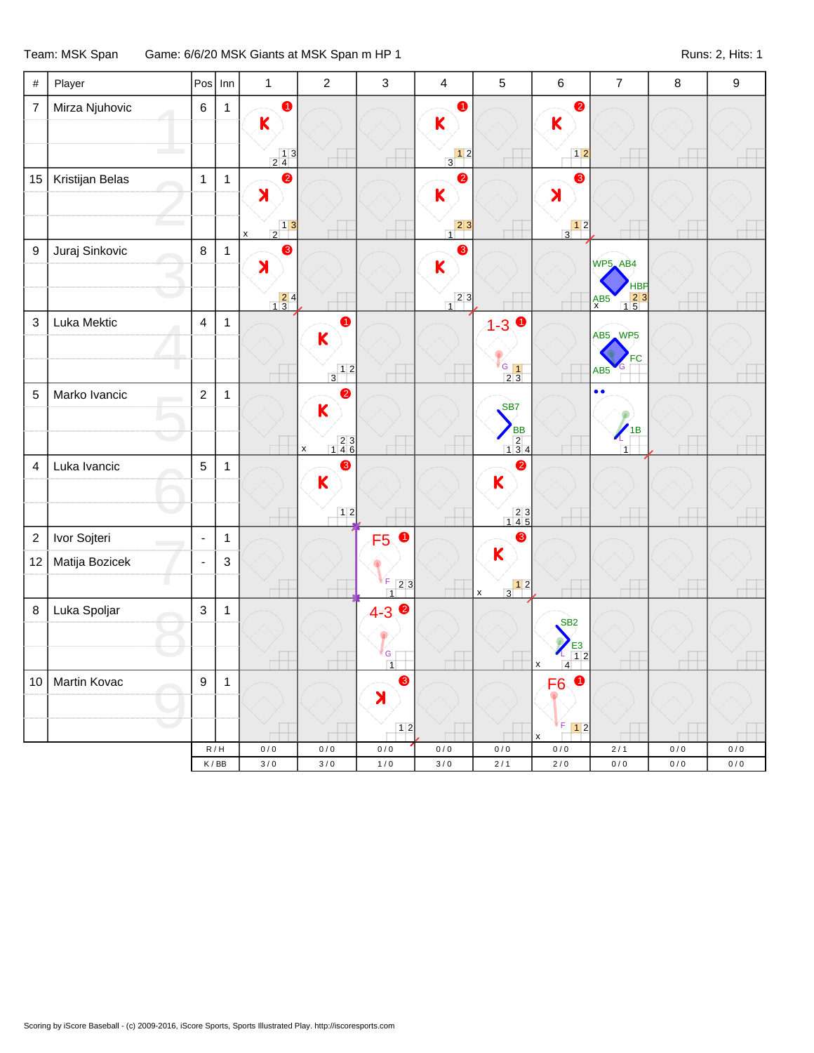Team: MSK Span Game: 6/6/20 MSK Giants at MSK Span m HP 1 Runs: 2, Hits: 1

| # | Player | Pos | Inn | 1 | 2 | 3 | 4 | 5 | 6 | 7 | 8 | 9 |
|---|---|---|---|---|---|---|---|---|---|---|---|---|
| 7 | Mirza Njuhovic | 6 | 1 | K (1) | | | K (1) | | K (2) | | | |
| 15 | Kristijan Belas | 1 | 1 | ꓘ (2) | | | K (2) | | ꓘ (3) | | | |
| 9 | Juraj Sinkovic | 8 | 1 | ꓘ (3) | | | K (3) | | | WP5, AB4, HBP, AB5 | | |
| 3 | Luka Mektic | 4 | 1 | | K (1) | | | 1-3 (1) | | AB5, WP5, FC, AB5 | | |
| 5 | Marko Ivancic | 2 | 1 | | K (2) | | | SB7, BB | | 1B | | |
| 4 | Luka Ivancic | 5 | 1 | | K (3) | | | K (2) | | | | |
| 2 | Ivor Sojteri | - | 1 | | | F5 (1) | | K (3) | | | | |
| 12 | Matija Bozicek | - | 3 | | | | | | | | | |
| 8 | Luka Spoljar | 3 | 1 | | | 4-3 (2) | | | SB2, E3 | | | |
| 10 | Martin Kovac | 9 | 1 | | | ꓘ (3) | | | F6 (1) | | | |
| | | R / H | | 0 / 0 | 0 / 0 | 0 / 0 | 0 / 0 | 0 / 0 | 0 / 0 | 2 / 1 | 0 / 0 | 0 / 0 |
| | | K / BB | | 3 / 0 | 3 / 0 | 1 / 0 | 3 / 0 | 2 / 1 | 2 / 0 | 0 / 0 | 0 / 0 | 0 / 0 |

Scoring by iScore Baseball - (c) 2009-2016, iScore Sports, Sports Illustrated Play. http://iscoresports.com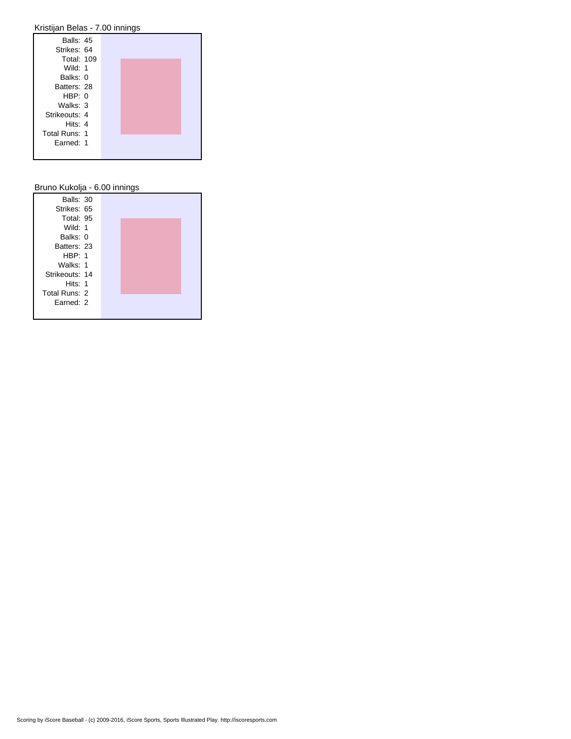Kristijan Belas - 7.00 innings

| | |
|---|---|
| Balls: | 45 |
| Strikes: | 64 |
| Total: | 109 |
| Wild: | 1 |
| Balks: | 0 |
| Batters: | 28 |
| HBP: | 0 |
| Walks: | 3 |
| Strikeouts: | 4 |
| Hits: | 4 |
| Total Runs: | 1 |
| Earned: | 1 |

Bruno Kukolja - 6.00 innings

| | |
|---|---|
| Balls: | 30 |
| Strikes: | 65 |
| Total: | 95 |
| Wild: | 1 |
| Balks: | 0 |
| Batters: | 23 |
| HBP: | 1 |
| Walks: | 1 |
| Strikeouts: | 14 |
| Hits: | 1 |
| Total Runs: | 2 |
| Earned: | 2 |

Scoring by iScore Baseball - (c) 2009-2016, iScore Sports, Sports Illustrated Play. http://iscoresports.com